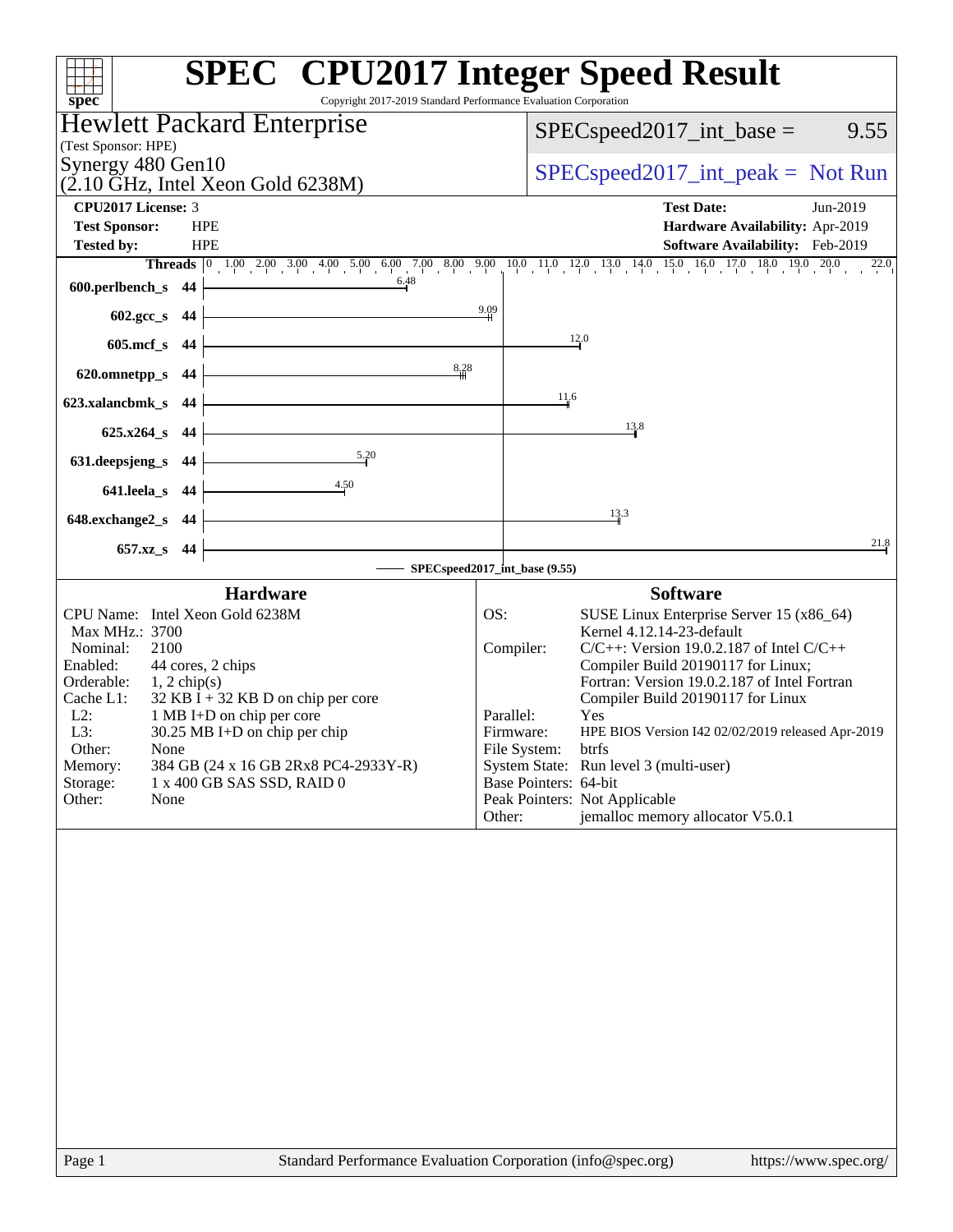# SPEC CPU2017 Integer Speed Result

Copyright 2017-2019 Standard Performance Evaluation Corporation

**Hewlett Packard Enterprise**
(Test Sponsor: HPE)

**Synergy 480 Gen10**
(2.10 GHz, Intel Xeon Gold 6238M)

SPECspeed2017_int_base = 9.55

SPECspeed2017_int_peak = Not Run

| | | | |
|---|---|---|---|
| **CPU2017 License:** | 3 | **Test Date:** | Jun-2019 |
| **Test Sponsor:** | HPE | **Hardware Availability:** | Apr-2019 |
| **Tested by:** | HPE | **Software Availability:** | Feb-2019 |

Threads 0 1.00 2.00 3.00 4.00 5.00 6.00 7.00 8.00 9.00 10.0 11.0 12.0 13.0 14.0 15.0 16.0 17.0 18.0 19.0 20.0 22.0

600.perlbench_s 44 — 6.48
602.gcc_s 44 — 9.09
605.mcf_s 44 — 12.0
620.omnetpp_s 44 — 8.28
623.xalancbmk_s 44 — 11.6
625.x264_s 44 — 13.8
631.deepsjeng_s 44 — 5.20
641.leela_s 44 — 4.50
648.exchange2_s 44 — 13.3
657.xz_s 44 — 21.8

SPECspeed2017_int_base (9.55)

## Hardware

| | |
|---|---|
| CPU Name: | Intel Xeon Gold 6238M |
| Max MHz.: | 3700 |
| Nominal: | 2100 |
| Enabled: | 44 cores, 2 chips |
| Orderable: | 1, 2 chip(s) |
| Cache L1: | 32 KB I + 32 KB D on chip per core |
| L2: | 1 MB I+D on chip per core |
| L3: | 30.25 MB I+D on chip per chip |
| Other: | None |
| Memory: | 384 GB (24 x 16 GB 2Rx8 PC4-2933Y-R) |
| Storage: | 1 x 400 GB SAS SSD, RAID 0 |
| Other: | None |

## Software

| | |
|---|---|
| OS: | SUSE Linux Enterprise Server 15 (x86_64) Kernel 4.12.14-23-default |
| Compiler: | C/C++: Version 19.0.2.187 of Intel C/C++ Compiler Build 20190117 for Linux; Fortran: Version 19.0.2.187 of Intel Fortran Compiler Build 20190117 for Linux |
| Parallel: | Yes |
| Firmware: | HPE BIOS Version I42 02/02/2019 released Apr-2019 |
| File System: | btrfs |
| System State: | Run level 3 (multi-user) |
| Base Pointers: | 64-bit |
| Peak Pointers: | Not Applicable |
| Other: | jemalloc memory allocator V5.0.1 |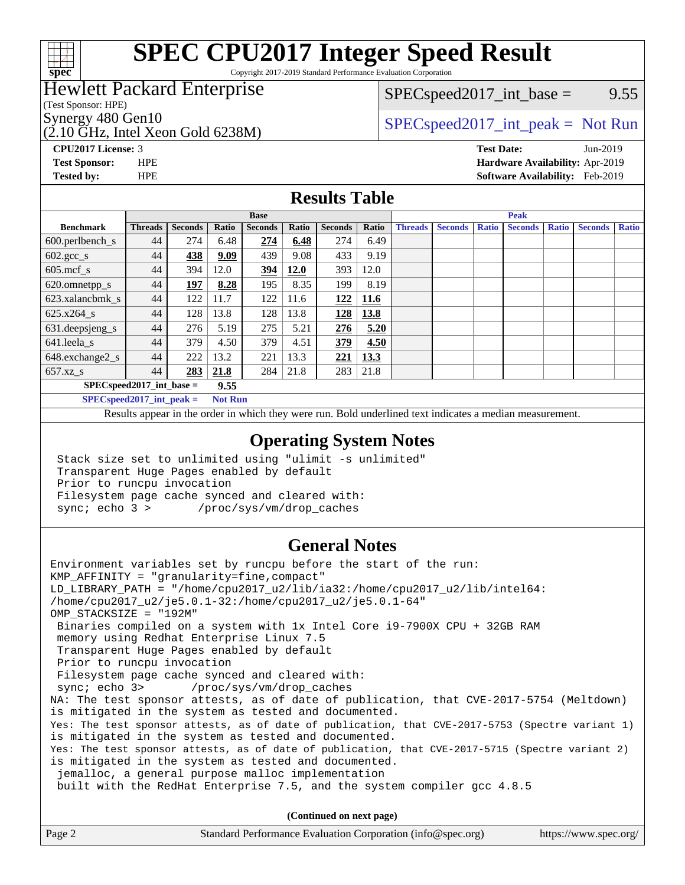# SPEC CPU2017 Integer Speed Result

Copyright 2017-2019 Standard Performance Evaluation Corporation

**Hewlett Packard Enterprise**
(Test Sponsor: HPE)
Synergy 480 Gen10
(2.10 GHz, Intel Xeon Gold 6238M)

SPECspeed2017_int_base = 9.55

SPECspeed2017_int_peak = Not Run

**CPU2017 License:** 3
**Test Sponsor:** HPE
**Tested by:** HPE

**Test Date:** Jun-2019
**Hardware Availability:** Apr-2019
**Software Availability:** Feb-2019

## Results Table

| Benchmark | Base | | | | | | | Peak | | | | | | |
|---|---|---|---|---|---|---|---|---|---|---|---|---|---|---|
| | Threads | Seconds | Ratio | Seconds | Ratio | Seconds | Ratio | Threads | Seconds | Ratio | Seconds | Ratio | Seconds | Ratio |
| 600.perlbench_s | 44 | 274 | 6.48 | **274** | **6.48** | 274 | 6.49 | | | | | | | |
| 602.gcc_s | 44 | **438** | **9.09** | 439 | 9.08 | 433 | 9.19 | | | | | | | |
| 605.mcf_s | 44 | 394 | 12.0 | **394** | **12.0** | 393 | 12.0 | | | | | | | |
| 620.omnetpp_s | 44 | **197** | **8.28** | 195 | 8.35 | 199 | 8.19 | | | | | | | |
| 623.xalancbmk_s | 44 | 122 | 11.7 | 122 | 11.6 | **122** | **11.6** | | | | | | | |
| 625.x264_s | 44 | 128 | 13.8 | 128 | 13.8 | **128** | **13.8** | | | | | | | |
| 631.deepsjeng_s | 44 | 276 | 5.19 | 275 | 5.21 | **276** | **5.20** | | | | | | | |
| 641.leela_s | 44 | 379 | 4.50 | 379 | 4.51 | **379** | **4.50** | | | | | | | |
| 648.exchange2_s | 44 | 222 | 13.2 | 221 | 13.3 | **221** | **13.3** | | | | | | | |
| 657.xz_s | 44 | **283** | **21.8** | 284 | 21.8 | 283 | 21.8 | | | | | | | |

**SPECspeed2017_int_base = 9.55**

**SPECspeed2017_int_peak = Not Run**

Results appear in the order in which they were run. Bold underlined text indicates a median measurement.

## Operating System Notes

```
Stack size set to unlimited using "ulimit -s unlimited"
Transparent Huge Pages enabled by default
Prior to runcpu invocation
Filesystem page cache synced and cleared with:
sync; echo 3 >       /proc/sys/vm/drop_caches
```

## General Notes

```
Environment variables set by runcpu before the start of the run:
KMP_AFFINITY = "granularity=fine,compact"
LD_LIBRARY_PATH = "/home/cpu2017_u2/lib/ia32:/home/cpu2017_u2/lib/intel64:
/home/cpu2017_u2/je5.0.1-32:/home/cpu2017_u2/je5.0.1-64"
OMP_STACKSIZE = "192M"
 Binaries compiled on a system with 1x Intel Core i9-7900X CPU + 32GB RAM
 memory using Redhat Enterprise Linux 7.5
 Transparent Huge Pages enabled by default
 Prior to runcpu invocation
 Filesystem page cache synced and cleared with:
 sync; echo 3>       /proc/sys/vm/drop_caches
NA: The test sponsor attests, as of date of publication, that CVE-2017-5754 (Meltdown)
is mitigated in the system as tested and documented.
Yes: The test sponsor attests, as of date of publication, that CVE-2017-5753 (Spectre variant 1)
is mitigated in the system as tested and documented.
Yes: The test sponsor attests, as of date of publication, that CVE-2017-5715 (Spectre variant 2)
is mitigated in the system as tested and documented.
 jemalloc, a general purpose malloc implementation
 built with the RedHat Enterprise 7.5, and the system compiler gcc 4.8.5
```

**(Continued on next page)**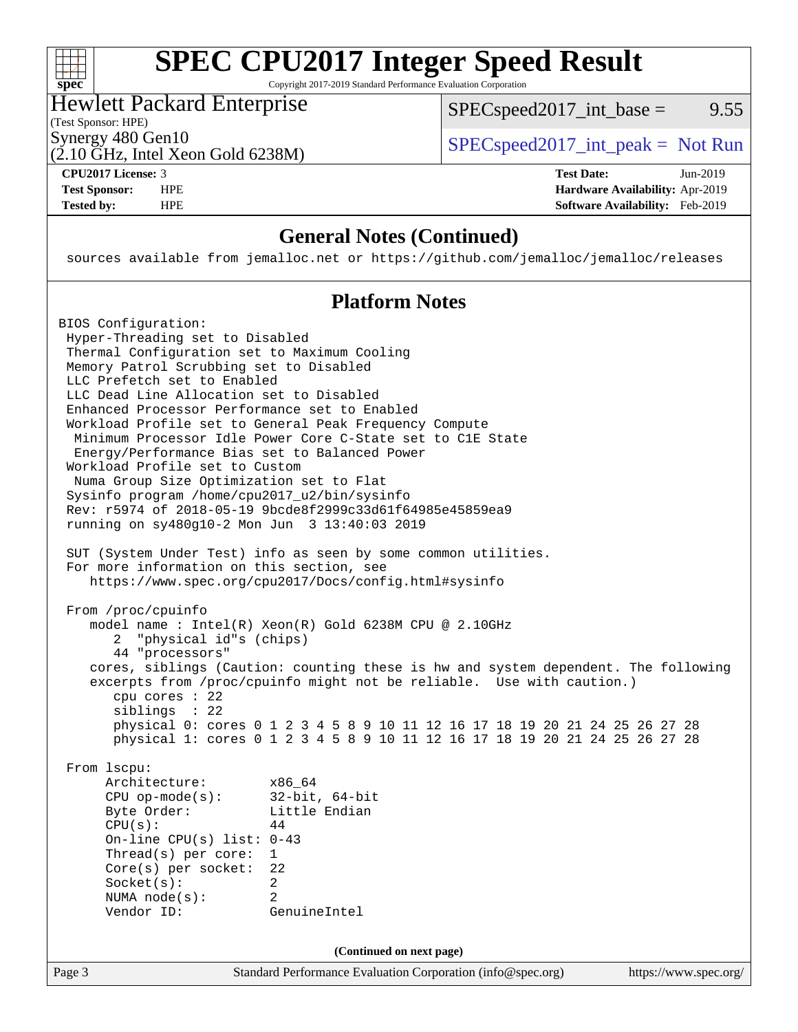## General Notes (Continued)

```
sources available from jemalloc.net or https://github.com/jemalloc/jemalloc/releases
```

## Platform Notes

```
BIOS Configuration:
 Hyper-Threading set to Disabled
 Thermal Configuration set to Maximum Cooling
 Memory Patrol Scrubbing set to Disabled
 LLC Prefetch set to Enabled
 LLC Dead Line Allocation set to Disabled
 Enhanced Processor Performance set to Enabled
 Workload Profile set to General Peak Frequency Compute
  Minimum Processor Idle Power Core C-State set to C1E State
  Energy/Performance Bias set to Balanced Power
 Workload Profile set to Custom
  Numa Group Size Optimization set to Flat
 Sysinfo program /home/cpu2017_u2/bin/sysinfo
 Rev: r5974 of 2018-05-19 9bcde8f2999c33d61f64985e45859ea9
 running on sy480g10-2 Mon Jun  3 13:40:03 2019

 SUT (System Under Test) info as seen by some common utilities.
 For more information on this section, see
    https://www.spec.org/cpu2017/Docs/config.html#sysinfo

 From /proc/cpuinfo
    model name : Intel(R) Xeon(R) Gold 6238M CPU @ 2.10GHz
       2  "physical id"s (chips)
       44 "processors"
    cores, siblings (Caution: counting these is hw and system dependent. The following
    excerpts from /proc/cpuinfo might not be reliable.  Use with caution.)
       cpu cores : 22
       siblings  : 22
       physical 0: cores 0 1 2 3 4 5 8 9 10 11 12 16 17 18 19 20 21 24 25 26 27 28
       physical 1: cores 0 1 2 3 4 5 8 9 10 11 12 16 17 18 19 20 21 24 25 26 27 28

 From lscpu:
      Architecture:        x86_64
      CPU op-mode(s):      32-bit, 64-bit
      Byte Order:          Little Endian
      CPU(s):              44
      On-line CPU(s) list: 0-43
      Thread(s) per core:  1
      Core(s) per socket:  22
      Socket(s):           2
      NUMA node(s):        2
      Vendor ID:           GenuineIntel
```

(Continued on next page)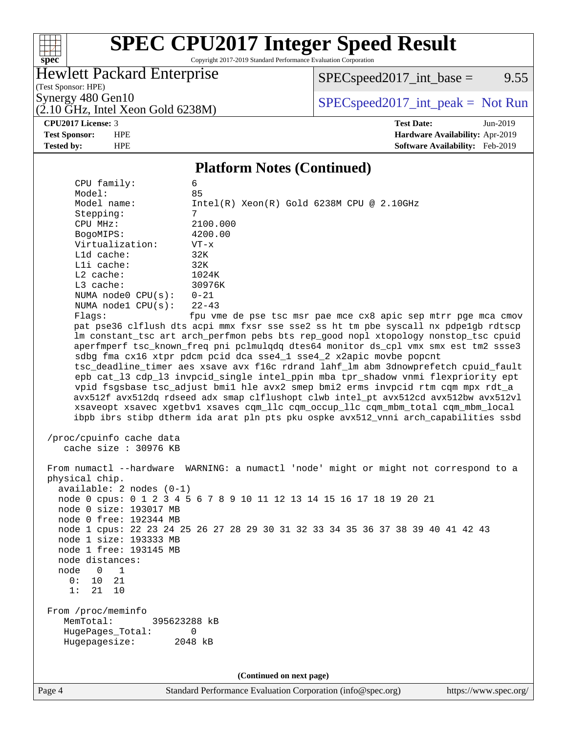# SPEC CPU2017 Integer Speed Result

Copyright 2017-2019 Standard Performance Evaluation Corporation

**Hewlett Packard Enterprise**
(Test Sponsor: HPE)
Synergy 480 Gen10
(2.10 GHz, Intel Xeon Gold 6238M)

SPECspeed2017_int_base = 9.55

SPECspeed2017_int_peak = Not Run

**CPU2017 License:** 3
**Test Sponsor:** HPE
**Tested by:** HPE

**Test Date:** Jun-2019
**Hardware Availability:** Apr-2019
**Software Availability:** Feb-2019

## Platform Notes (Continued)

```
      CPU family:          6
      Model:               85
      Model name:          Intel(R) Xeon(R) Gold 6238M CPU @ 2.10GHz
      Stepping:            7
      CPU MHz:             2100.000
      BogoMIPS:            4200.00
      Virtualization:      VT-x
      L1d cache:           32K
      L1i cache:           32K
      L2 cache:            1024K
      L3 cache:            30976K
      NUMA node0 CPU(s):   0-21
      NUMA node1 CPU(s):   22-43
      Flags:               fpu vme de pse tsc msr pae mce cx8 apic sep mtrr pge mca cmov
      pat pse36 clflush dts acpi mmx fxsr sse sse2 ss ht tm pbe syscall nx pdpe1gb rdtscp
      lm constant_tsc art arch_perfmon pebs bts rep_good nopl xtopology nonstop_tsc cpuid
      aperfmperf tsc_known_freq pni pclmulqdq dtes64 monitor ds_cpl vmx smx est tm2 ssse3
      sdbg fma cx16 xtpr pdcm pcid dca sse4_1 sse4_2 x2apic movbe popcnt
      tsc_deadline_timer aes xsave avx f16c rdrand lahf_lm abm 3dnowprefetch cpuid_fault
      epb cat_l3 cdp_l3 invpcid_single intel_ppin mba tpr_shadow vnmi flexpriority ept
      vpid fsgsbase tsc_adjust bmi1 hle avx2 smep bmi2 erms invpcid rtm cqm mpx rdt_a
      avx512f avx512dq rdseed adx smap clflushopt clwb intel_pt avx512cd avx512bw avx512vl
      xsaveopt xsavec xgetbv1 xsaves cqm_llc cqm_occup_llc cqm_mbm_total cqm_mbm_local
      ibpb ibrs stibp dtherm ida arat pln pts pku ospke avx512_vnni arch_capabilities ssbd

  /proc/cpuinfo cache data
     cache size : 30976 KB

  From numactl --hardware  WARNING: a numactl 'node' might or might not correspond to a
  physical chip.
    available: 2 nodes (0-1)
    node 0 cpus: 0 1 2 3 4 5 6 7 8 9 10 11 12 13 14 15 16 17 18 19 20 21
    node 0 size: 193017 MB
    node 0 free: 192344 MB
    node 1 cpus: 22 23 24 25 26 27 28 29 30 31 32 33 34 35 36 37 38 39 40 41 42 43
    node 1 size: 193333 MB
    node 1 free: 193145 MB
    node distances:
    node   0   1
      0:  10  21
      1:  21  10

  From /proc/meminfo
     MemTotal:       395623288 kB
     HugePages_Total:       0
     Hugepagesize:       2048 kB
```

(Continued on next page)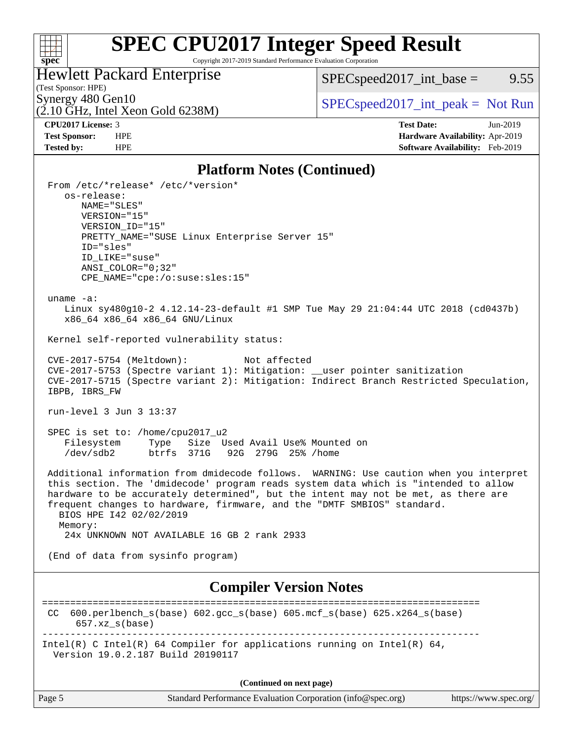# SPEC CPU2017 Integer Speed Result

Copyright 2017-2019 Standard Performance Evaluation Corporation

**Hewlett Packard Enterprise**
(Test Sponsor: HPE)
Synergy 480 Gen10
(2.10 GHz, Intel Xeon Gold 6238M)

SPECspeed2017_int_base = 9.55

SPECspeed2017_int_peak = Not Run

**CPU2017 License:** 3
**Test Sponsor:** HPE
**Tested by:** HPE

**Test Date:** Jun-2019
**Hardware Availability:** Apr-2019
**Software Availability:** Feb-2019

## Platform Notes (Continued)

```
From /etc/*release* /etc/*version*
   os-release:
      NAME="SLES"
      VERSION="15"
      VERSION_ID="15"
      PRETTY_NAME="SUSE Linux Enterprise Server 15"
      ID="sles"
      ID_LIKE="suse"
      ANSI_COLOR="0;32"
      CPE_NAME="cpe:/o:suse:sles:15"

uname -a:
   Linux sy480g10-2 4.12.14-23-default #1 SMP Tue May 29 21:04:44 UTC 2018 (cd0437b)
   x86_64 x86_64 x86_64 GNU/Linux

Kernel self-reported vulnerability status:

CVE-2017-5754 (Meltdown):          Not affected
CVE-2017-5753 (Spectre variant 1): Mitigation: __user pointer sanitization
CVE-2017-5715 (Spectre variant 2): Mitigation: Indirect Branch Restricted Speculation,
IBPB, IBRS_FW

run-level 3 Jun 3 13:37

SPEC is set to: /home/cpu2017_u2
   Filesystem     Type   Size  Used Avail Use% Mounted on
   /dev/sdb2      btrfs  371G   92G  279G  25% /home

Additional information from dmidecode follows.  WARNING: Use caution when you interpret
this section. The 'dmidecode' program reads system data which is "intended to allow
hardware to be accurately determined", but the intent may not be met, as there are
frequent changes to hardware, firmware, and the "DMTF SMBIOS" standard.
  BIOS HPE I42 02/02/2019
  Memory:
   24x UNKNOWN NOT AVAILABLE 16 GB 2 rank 2933

(End of data from sysinfo program)
```

## Compiler Version Notes

```
==============================================================================
 CC  600.perlbench_s(base) 602.gcc_s(base) 605.mcf_s(base) 625.x264_s(base)
      657.xz_s(base)
------------------------------------------------------------------------------
Intel(R) C Intel(R) 64 Compiler for applications running on Intel(R) 64,
  Version 19.0.2.187 Build 20190117
```

(Continued on next page)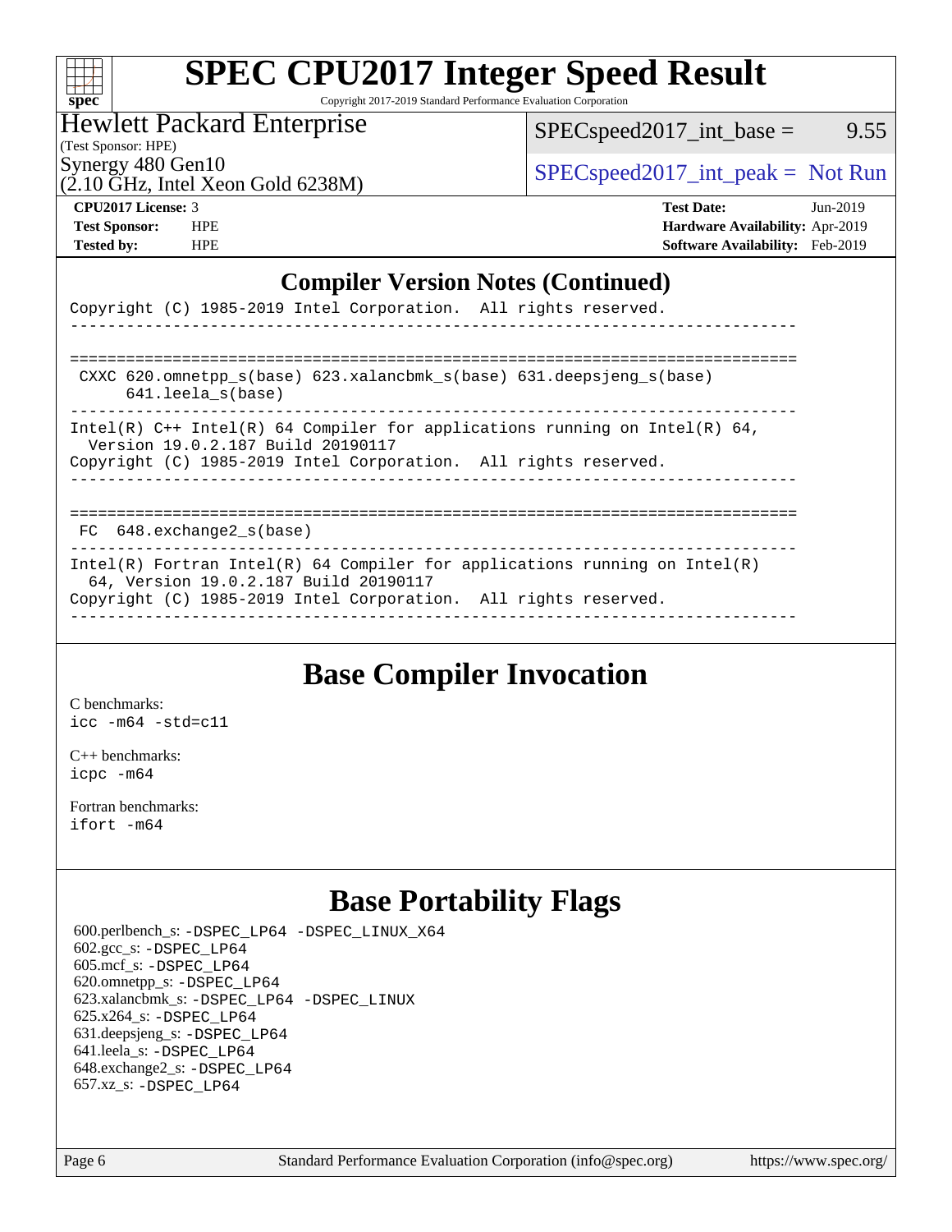# SPEC CPU2017 Integer Speed Result

Copyright 2017-2019 Standard Performance Evaluation Corporation

**Hewlett Packard Enterprise**
(Test Sponsor: HPE)
Synergy 480 Gen10
(2.10 GHz, Intel Xeon Gold 6238M)

SPECspeed2017_int_base = 9.55
SPECspeed2017_int_peak = Not Run

**CPU2017 License:** 3
**Test Sponsor:** HPE
**Tested by:** HPE

**Test Date:** Jun-2019
**Hardware Availability:** Apr-2019
**Software Availability:** Feb-2019

## Compiler Version Notes (Continued)

```
Copyright (C) 1985-2019 Intel Corporation.  All rights reserved.
------------------------------------------------------------------------------

==============================================================================
 CXXC 620.omnetpp_s(base) 623.xalancbmk_s(base) 631.deepsjeng_s(base)
      641.leela_s(base)
------------------------------------------------------------------------------
Intel(R) C++ Intel(R) 64 Compiler for applications running on Intel(R) 64,
  Version 19.0.2.187 Build 20190117
Copyright (C) 1985-2019 Intel Corporation.  All rights reserved.
------------------------------------------------------------------------------

==============================================================================
 FC  648.exchange2_s(base)
------------------------------------------------------------------------------
Intel(R) Fortran Intel(R) 64 Compiler for applications running on Intel(R)
  64, Version 19.0.2.187 Build 20190117
Copyright (C) 1985-2019 Intel Corporation.  All rights reserved.
------------------------------------------------------------------------------
```

## Base Compiler Invocation

C benchmarks:
icc -m64 -std=c11

C++ benchmarks:
icpc -m64

Fortran benchmarks:
ifort -m64

## Base Portability Flags

600.perlbench_s: -DSPEC_LP64 -DSPEC_LINUX_X64
602.gcc_s: -DSPEC_LP64
605.mcf_s: -DSPEC_LP64
620.omnetpp_s: -DSPEC_LP64
623.xalancbmk_s: -DSPEC_LP64 -DSPEC_LINUX
625.x264_s: -DSPEC_LP64
631.deepsjeng_s: -DSPEC_LP64
641.leela_s: -DSPEC_LP64
648.exchange2_s: -DSPEC_LP64
657.xz_s: -DSPEC_LP64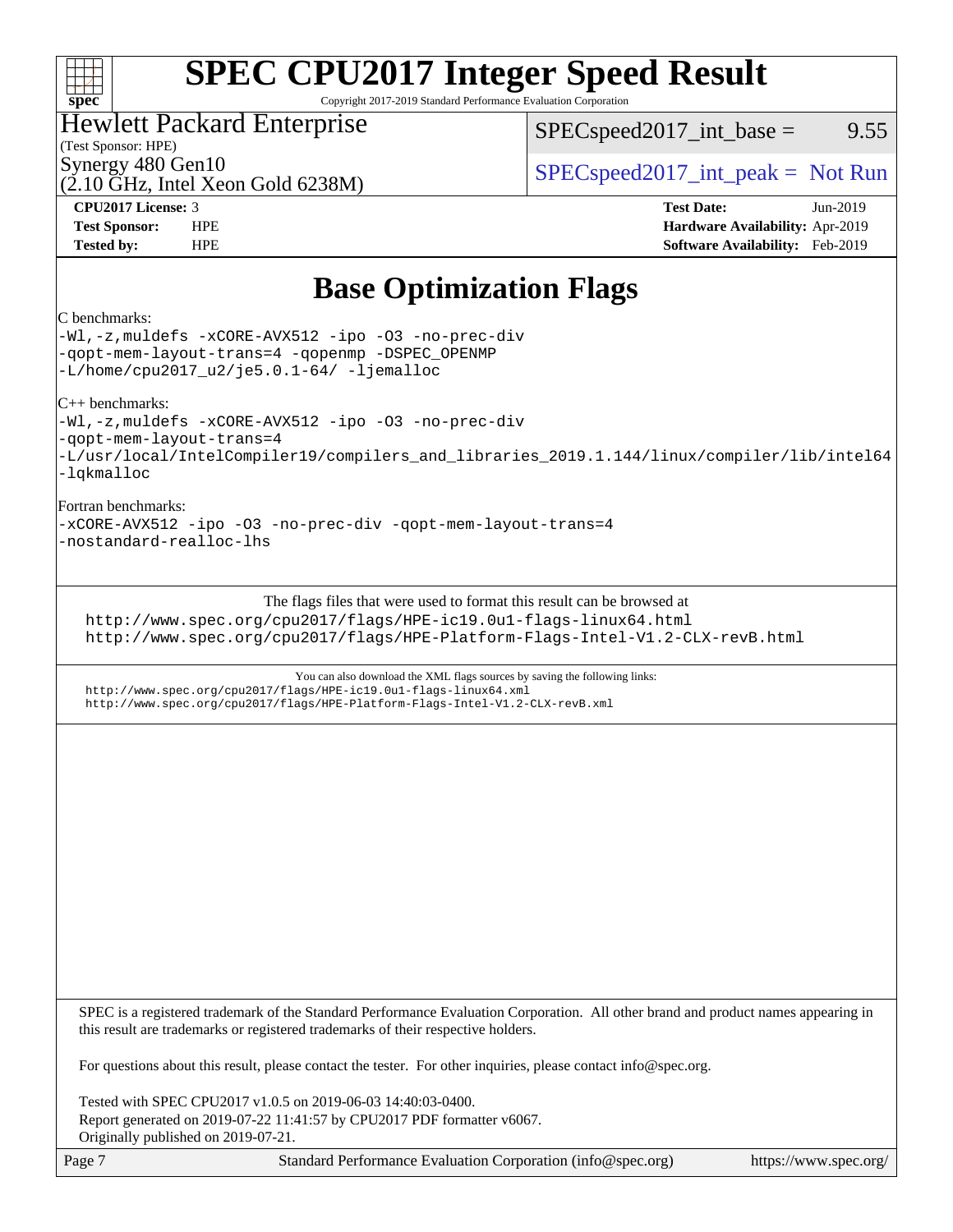# SPEC CPU2017 Integer Speed Result

Copyright 2017-2019 Standard Performance Evaluation Corporation

Hewlett Packard Enterprise
(Test Sponsor: HPE)
Synergy 480 Gen10
(2.10 GHz, Intel Xeon Gold 6238M)

SPECspeed2017_int_base = 9.55

SPECspeed2017_int_peak = Not Run

**CPU2017 License:** 3
**Test Sponsor:** HPE
**Tested by:** HPE

**Test Date:** Jun-2019
**Hardware Availability:** Apr-2019
**Software Availability:** Feb-2019

## Base Optimization Flags

C benchmarks:

```
-Wl,-z,muldefs -xCORE-AVX512 -ipo -O3 -no-prec-div
-qopt-mem-layout-trans=4 -qopenmp -DSPEC_OPENMP
-L/home/cpu2017_u2/je5.0.1-64/ -ljemalloc
```

C++ benchmarks:

```
-Wl,-z,muldefs -xCORE-AVX512 -ipo -O3 -no-prec-div
-qopt-mem-layout-trans=4
-L/usr/local/IntelCompiler19/compilers_and_libraries_2019.1.144/linux/compiler/lib/intel64
-lqkmalloc
```

Fortran benchmarks:

```
-xCORE-AVX512 -ipo -O3 -no-prec-div -qopt-mem-layout-trans=4
-nostandard-realloc-lhs
```

The flags files that were used to format this result can be browsed at
http://www.spec.org/cpu2017/flags/HPE-ic19.0u1-flags-linux64.html
http://www.spec.org/cpu2017/flags/HPE-Platform-Flags-Intel-V1.2-CLX-revB.html

You can also download the XML flags sources by saving the following links:
http://www.spec.org/cpu2017/flags/HPE-ic19.0u1-flags-linux64.xml
http://www.spec.org/cpu2017/flags/HPE-Platform-Flags-Intel-V1.2-CLX-revB.xml

SPEC is a registered trademark of the Standard Performance Evaluation Corporation. All other brand and product names appearing in this result are trademarks or registered trademarks of their respective holders.

For questions about this result, please contact the tester. For other inquiries, please contact info@spec.org.

Tested with SPEC CPU2017 v1.0.5 on 2019-06-03 14:40:03-0400.
Report generated on 2019-07-22 11:41:57 by CPU2017 PDF formatter v6067.
Originally published on 2019-07-21.